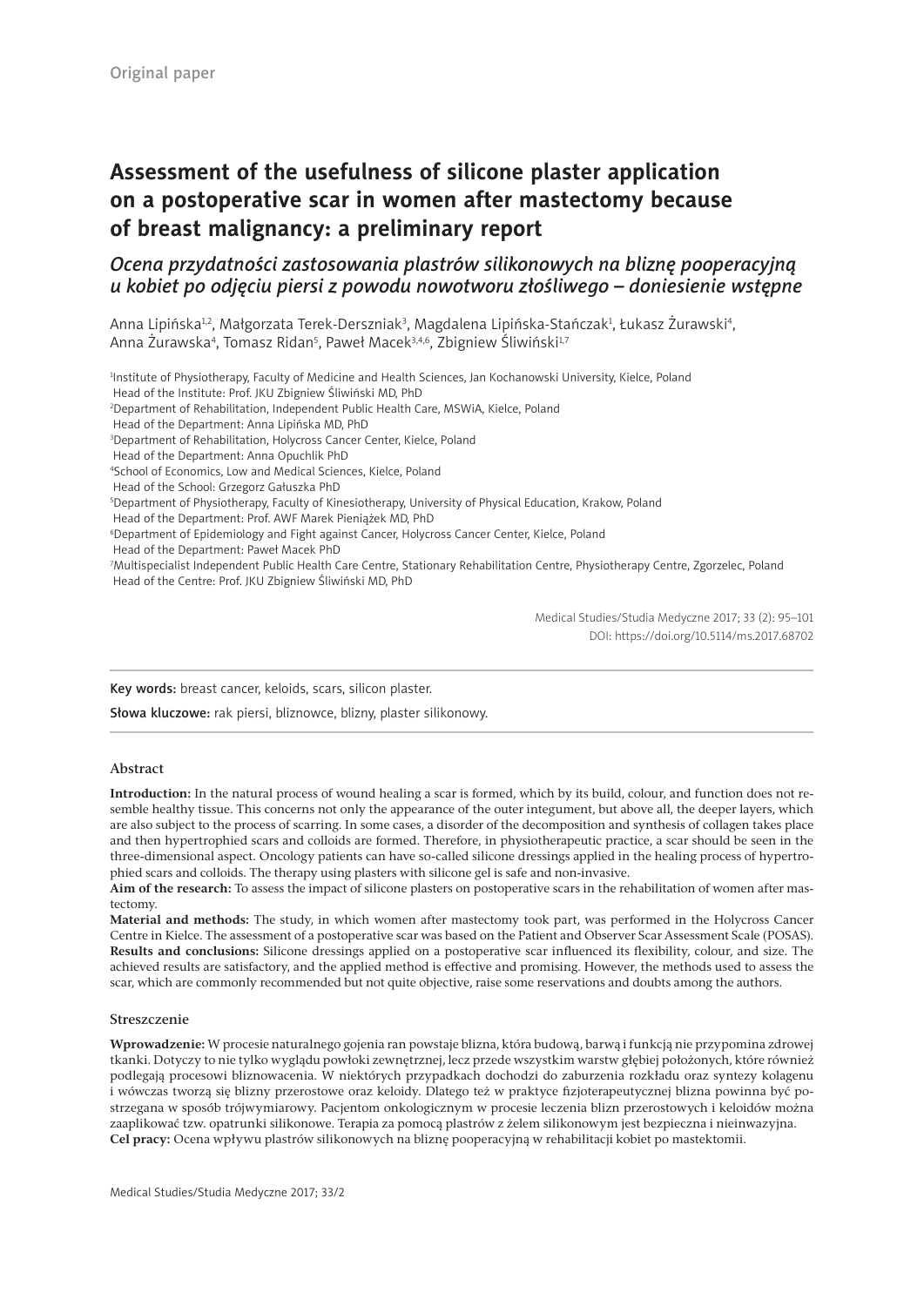Original paper

# Assessment of the usefulness of silicone plaster application on a postoperative scar in women after mastectomy because of breast malignancy: a preliminary report

## *Ocena przydatności zastosowania plastrów silikonowych na bliznę pooperacyjną u kobiet po odjęciu piersi z powodu nowotworu złośliwego – doniesienie wstępne*

Anna Lipińska[1,2], Małgorzata Terek-Derszniak[3], Magdalena Lipińska-Stańczak[1], Łukasz Żurawski[4], Anna Żurawska[4], Tomasz Ridan[5], Paweł Macek[3,4,6], Zbigniew Śliwiński[1,7]

[1]Institute of Physiotherapy, Faculty of Medicine and Health Sciences, Jan Kochanowski University, Kielce, Poland
Head of the Institute: Prof. JKU Zbigniew Śliwiński MD, PhD
[2]Department of Rehabilitation, Independent Public Health Care, MSWiA, Kielce, Poland
Head of the Department: Anna Lipińska MD, PhD
[3]Department of Rehabilitation, Holycross Cancer Center, Kielce, Poland
Head of the Department: Anna Opuchlik PhD
[4]School of Economics, Low and Medical Sciences, Kielce, Poland
Head of the School: Grzegorz Gałuszka PhD
[5]Department of Physiotherapy, Faculty of Kinesiotherapy, University of Physical Education, Krakow, Poland
Head of the Department: Prof. AWF Marek Pieniążek MD, PhD
[6]Department of Epidemiology and Fight against Cancer, Holycross Cancer Center, Kielce, Poland
Head of the Department: Paweł Macek PhD
[7]Multispecialist Independent Public Health Care Centre, Stationary Rehabilitation Centre, Physiotherapy Centre, Zgorzelec, Poland
Head of the Centre: Prof. JKU Zbigniew Śliwiński MD, PhD

Medical Studies/Studia Medyczne 2017; 33 (2): 95–101
DOI: https://doi.org/10.5114/ms.2017.68702

**Key words:** breast cancer, keloids, scars, silicon plaster.

**Słowa kluczowe:** rak piersi, bliznowce, blizny, plaster silikonowy.

### Abstract

**Introduction:** In the natural process of wound healing a scar is formed, which by its build, colour, and function does not resemble healthy tissue. This concerns not only the appearance of the outer integument, but above all, the deeper layers, which are also subject to the process of scarring. In some cases, a disorder of the decomposition and synthesis of collagen takes place and then hypertrophied scars and colloids are formed. Therefore, in physiotherapeutic practice, a scar should be seen in the three-dimensional aspect. Oncology patients can have so-called silicone dressings applied in the healing process of hypertrophied scars and colloids. The therapy using plasters with silicone gel is safe and non-invasive.

**Aim of the research:** To assess the impact of silicone plasters on postoperative scars in the rehabilitation of women after mastectomy.

**Material and methods:** The study, in which women after mastectomy took part, was performed in the Holycross Cancer Centre in Kielce. The assessment of a postoperative scar was based on the Patient and Observer Scar Assessment Scale (POSAS).

**Results and conclusions:** Silicone dressings applied on a postoperative scar influenced its flexibility, colour, and size. The achieved results are satisfactory, and the applied method is effective and promising. However, the methods used to assess the scar, which are commonly recommended but not quite objective, raise some reservations and doubts among the authors.

### Streszczenie

**Wprowadzenie:** W procesie naturalnego gojenia ran powstaje blizna, która budową, barwą i funkcją nie przypomina zdrowej tkanki. Dotyczy to nie tylko wyglądu powłoki zewnętrznej, lecz przede wszystkim warstw głębiej położonych, które również podlegają procesowi bliznowacenia. W niektórych przypadkach dochodzi do zaburzenia rozkładu oraz syntezy kolagenu i wówczas tworzą się blizny przerostowe oraz keloidy. Dlatego też w praktyce fizjoterapeutycznej blizna powinna być postrzegana w sposób trójwymiarowy. Pacjentom onkologicznym w procesie leczenia blizn przerostowych i keloidów można zaaplikować tzw. opatrunki silikonowe. Terapia za pomocą plastrów z żelem silikonowym jest bezpieczna i nieinwazyjna.

**Cel pracy:** Ocena wpływu plastrów silikonowych na bliznę pooperacyjną w rehabilitacji kobiet po mastektomii.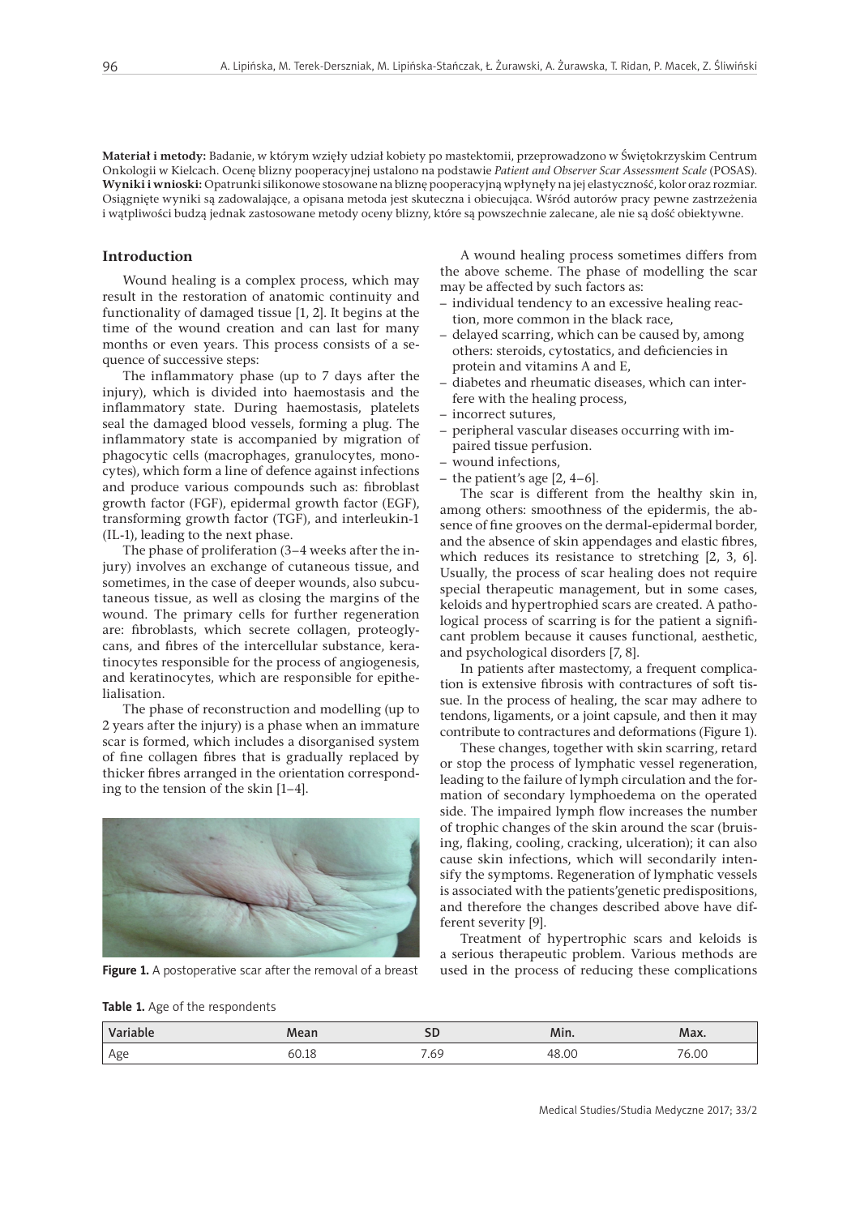**Materiał i metody:** Badanie, w którym wzięły udział kobiety po mastektomii, przeprowadzono w Świętokrzyskim Centrum Onkologii w Kielcach. Ocenę blizny pooperacyjnej ustalono na podstawie *Patient and Observer Scar Assessment Scale* (POSAS).
**Wyniki i wnioski:** Opatrunki silikonowe stosowane na bliznę pooperacyjną wpłynęły na jej elastyczność, kolor oraz rozmiar. Osiągnięte wyniki są zadowalające, a opisana metoda jest skuteczna i obiecująca. Wśród autorów pracy pewne zastrzeżenia i wątpliwości budzą jednak zastosowane metody oceny blizny, które są powszechnie zalecane, ale nie są dość obiektywne.

## Introduction

Wound healing is a complex process, which may result in the restoration of anatomic continuity and functionality of damaged tissue [1, 2]. It begins at the time of the wound creation and can last for many months or even years. This process consists of a sequence of successive steps:

The inflammatory phase (up to 7 days after the injury), which is divided into haemostasis and the inflammatory state. During haemostasis, platelets seal the damaged blood vessels, forming a plug. The inflammatory state is accompanied by migration of phagocytic cells (macrophages, granulocytes, monocytes), which form a line of defence against infections and produce various compounds such as: fibroblast growth factor (FGF), epidermal growth factor (EGF), transforming growth factor (TGF), and interleukin-1 (IL-1), leading to the next phase.

The phase of proliferation (3–4 weeks after the injury) involves an exchange of cutaneous tissue, and sometimes, in the case of deeper wounds, also subcutaneous tissue, as well as closing the margins of the wound. The primary cells for further regeneration are: fibroblasts, which secrete collagen, proteoglycans, and fibres of the intercellular substance, keratinocytes responsible for the process of angiogenesis, and keratinocytes, which are responsible for epithelialisation.

The phase of reconstruction and modelling (up to 2 years after the injury) is a phase when an immature scar is formed, which includes a disorganised system of fine collagen fibres that is gradually replaced by thicker fibres arranged in the orientation corresponding to the tension of the skin [1–4].

**Figure 1.** A postoperative scar after the removal of a breast

A wound healing process sometimes differs from the above scheme. The phase of modelling the scar may be affected by such factors as:

- individual tendency to an excessive healing reaction, more common in the black race,
- delayed scarring, which can be caused by, among others: steroids, cytostatics, and deficiencies in protein and vitamins A and E,
- diabetes and rheumatic diseases, which can interfere with the healing process,
- incorrect sutures,
- peripheral vascular diseases occurring with impaired tissue perfusion.
- wound infections,
- the patient's age [2, 4–6].

The scar is different from the healthy skin in, among others: smoothness of the epidermis, the absence of fine grooves on the dermal-epidermal border, and the absence of skin appendages and elastic fibres, which reduces its resistance to stretching [2, 3, 6]. Usually, the process of scar healing does not require special therapeutic management, but in some cases, keloids and hypertrophied scars are created. A pathological process of scarring is for the patient a significant problem because it causes functional, aesthetic, and psychological disorders [7, 8].

In patients after mastectomy, a frequent complication is extensive fibrosis with contractures of soft tissue. In the process of healing, the scar may adhere to tendons, ligaments, or a joint capsule, and then it may contribute to contractures and deformations (Figure 1).

These changes, together with skin scarring, retard or stop the process of lymphatic vessel regeneration, leading to the failure of lymph circulation and the formation of secondary lymphoedema on the operated side. The impaired lymph flow increases the number of trophic changes of the skin around the scar (bruising, flaking, cooling, cracking, ulceration); it can also cause skin infections, which will secondarily intensify the symptoms. Regeneration of lymphatic vessels is associated with the patients'genetic predispositions, and therefore the changes described above have different severity [9].

Treatment of hypertrophic scars and keloids is a serious therapeutic problem. Various methods are used in the process of reducing these complications

**Table 1.** Age of the respondents

| Variable | Mean | SD | Min. | Max. |
|---|---|---|---|---|
| Age | 60.18 | 7.69 | 48.00 | 76.00 |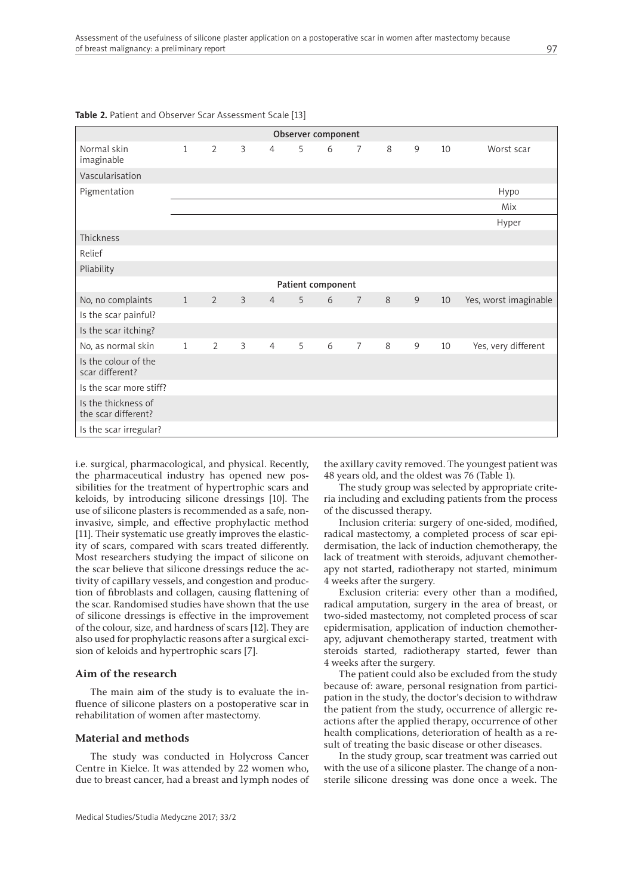**Table 2.** Patient and Observer Scar Assessment Scale [13]

| Observer component | | | | | | | | | | | |
|---|---|---|---|---|---|---|---|---|---|---|---|
| Normal skin imaginable | 1 | 2 | 3 | 4 | 5 | 6 | 7 | 8 | 9 | 10 | Worst scar |
| Vascularisation | | | | | | | | | | | |
| Pigmentation | | | | | | | | | | | Hypo |
| | | | | | | | | | | | Mix |
| | | | | | | | | | | | Hyper |
| Thickness | | | | | | | | | | | |
| Relief | | | | | | | | | | | |
| Pliability | | | | | | | | | | | |
| **Patient component** | | | | | | | | | | | |
| No, no complaints | 1 | 2 | 3 | 4 | 5 | 6 | 7 | 8 | 9 | 10 | Yes, worst imaginable |
| Is the scar painful? | | | | | | | | | | | |
| Is the scar itching? | | | | | | | | | | | |
| No, as normal skin | 1 | 2 | 3 | 4 | 5 | 6 | 7 | 8 | 9 | 10 | Yes, very different |
| Is the colour of the scar different? | | | | | | | | | | | |
| Is the scar more stiff? | | | | | | | | | | | |
| Is the thickness of the scar different? | | | | | | | | | | | |
| Is the scar irregular? | | | | | | | | | | | |

i.e. surgical, pharmacological, and physical. Recently, the pharmaceutical industry has opened new possibilities for the treatment of hypertrophic scars and keloids, by introducing silicone dressings [10]. The use of silicone plasters is recommended as a safe, non-invasive, simple, and effective prophylactic method [11]. Their systematic use greatly improves the elasticity of scars, compared with scars treated differently. Most researchers studying the impact of silicone on the scar believe that silicone dressings reduce the activity of capillary vessels, and congestion and production of fibroblasts and collagen, causing flattening of the scar. Randomised studies have shown that the use of silicone dressings is effective in the improvement of the colour, size, and hardness of scars [12]. They are also used for prophylactic reasons after a surgical excision of keloids and hypertrophic scars [7].

## Aim of the research

The main aim of the study is to evaluate the influence of silicone plasters on a postoperative scar in rehabilitation of women after mastectomy.

## Material and methods

The study was conducted in Holycross Cancer Centre in Kielce. It was attended by 22 women who, due to breast cancer, had a breast and lymph nodes of the axillary cavity removed. The youngest patient was 48 years old, and the oldest was 76 (Table 1).

The study group was selected by appropriate criteria including and excluding patients from the process of the discussed therapy.

Inclusion criteria: surgery of one-sided, modified, radical mastectomy, a completed process of scar epidermisation, the lack of induction chemotherapy, the lack of treatment with steroids, adjuvant chemotherapy not started, radiotherapy not started, minimum 4 weeks after the surgery.

Exclusion criteria: every other than a modified, radical amputation, surgery in the area of breast, or two-sided mastectomy, not completed process of scar epidermisation, application of induction chemotherapy, adjuvant chemotherapy started, treatment with steroids started, radiotherapy started, fewer than 4 weeks after the surgery.

The patient could also be excluded from the study because of: aware, personal resignation from participation in the study, the doctor's decision to withdraw the patient from the study, occurrence of allergic reactions after the applied therapy, occurrence of other health complications, deterioration of health as a result of treating the basic disease or other diseases.

In the study group, scar treatment was carried out with the use of a silicone plaster. The change of a non-sterile silicone dressing was done once a week. The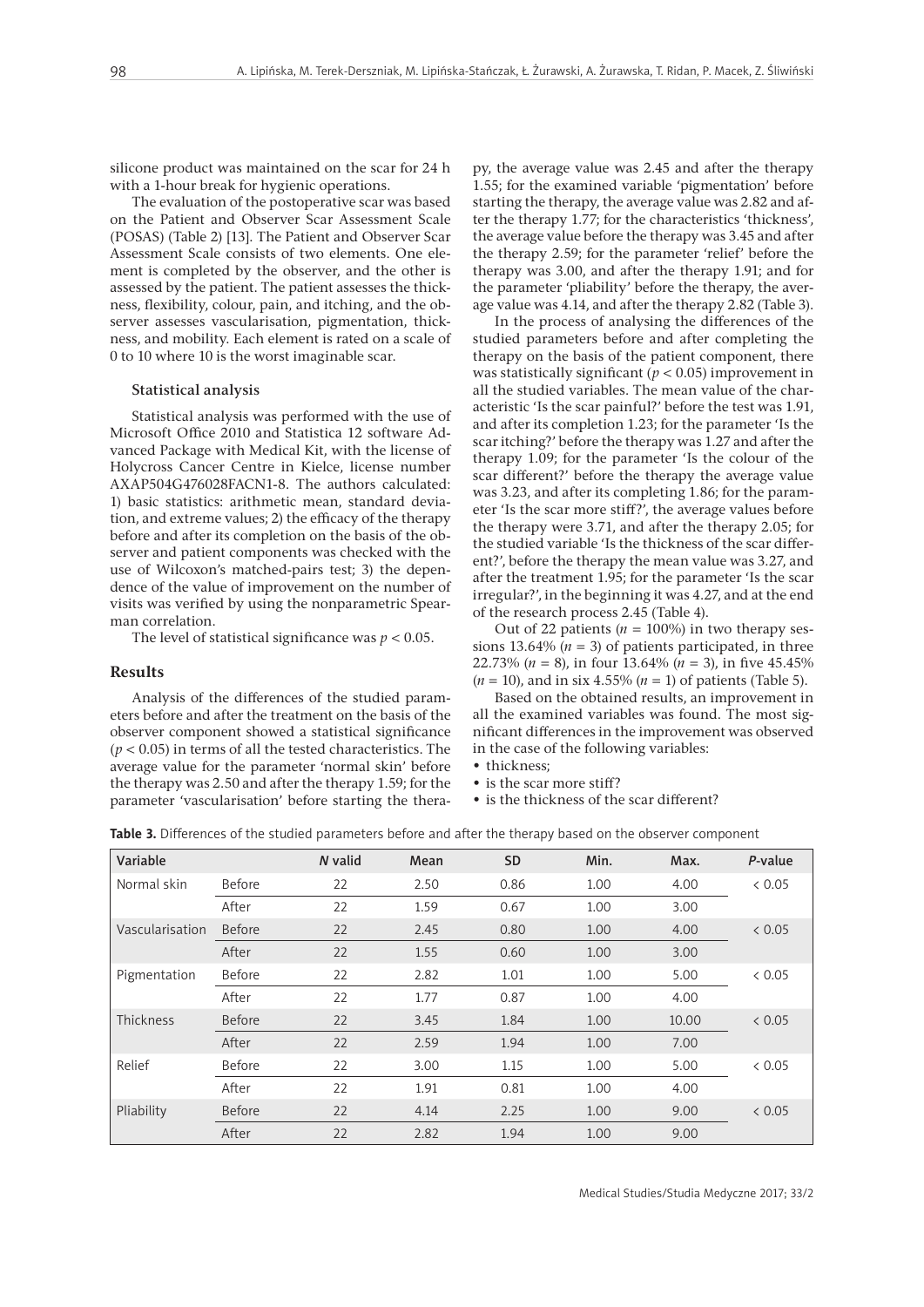silicone product was maintained on the scar for 24 h with a 1-hour break for hygienic operations.

The evaluation of the postoperative scar was based on the Patient and Observer Scar Assessment Scale (POSAS) (Table 2) [13]. The Patient and Observer Scar Assessment Scale consists of two elements. One element is completed by the observer, and the other is assessed by the patient. The patient assesses the thickness, flexibility, colour, pain, and itching, and the observer assesses vascularisation, pigmentation, thickness, and mobility. Each element is rated on a scale of 0 to 10 where 10 is the worst imaginable scar.

### Statistical analysis

Statistical analysis was performed with the use of Microsoft Office 2010 and Statistica 12 software Advanced Package with Medical Kit, with the license of Holycross Cancer Centre in Kielce, license number AXAP504G476028FACN1-8. The authors calculated: 1) basic statistics: arithmetic mean, standard deviation, and extreme values; 2) the efficacy of the therapy before and after its completion on the basis of the observer and patient components was checked with the use of Wilcoxon's matched-pairs test; 3) the dependence of the value of improvement on the number of visits was verified by using the nonparametric Spearman correlation.

The level of statistical significance was $p < 0.05$.

## Results

Analysis of the differences of the studied parameters before and after the treatment on the basis of the observer component showed a statistical significance ($p < 0.05$) in terms of all the tested characteristics. The average value for the parameter 'normal skin' before the therapy was 2.50 and after the therapy 1.59; for the parameter 'vascularisation' before starting the therapy, the average value was 2.45 and after the therapy 1.55; for the examined variable 'pigmentation' before starting the therapy, the average value was 2.82 and after the therapy 1.77; for the characteristics 'thickness', the average value before the therapy was 3.45 and after the therapy 2.59; for the parameter 'relief' before the therapy was 3.00, and after the therapy 1.91; and for the parameter 'pliability' before the therapy, the average value was 4.14, and after the therapy 2.82 (Table 3).

In the process of analysing the differences of the studied parameters before and after completing the therapy on the basis of the patient component, there was statistically significant ($p < 0.05$) improvement in all the studied variables. The mean value of the characteristic 'Is the scar painful?' before the test was 1.91, and after its completion 1.23; for the parameter 'Is the scar itching?' before the therapy was 1.27 and after the therapy 1.09; for the parameter 'Is the colour of the scar different?' before the therapy the average value was 3.23, and after its completing 1.86; for the parameter 'Is the scar more stiff?', the average values before the therapy were 3.71, and after the therapy 2.05; for the studied variable 'Is the thickness of the scar different?', before the therapy the mean value was 3.27, and after the treatment 1.95; for the parameter 'Is the scar irregular?', in the beginning it was 4.27, and at the end of the research process 2.45 (Table 4).

Out of 22 patients ($n = 100\%$) in two therapy sessions 13.64% ($n = 3$) of patients participated, in three 22.73% ($n = 8$), in four 13.64% ($n = 3$), in five 45.45% ($n = 10$), and in six 4.55% ($n = 1$) of patients (Table 5).

Based on the obtained results, an improvement in all the examined variables was found. The most significant differences in the improvement was observed in the case of the following variables:

- thickness;
- is the scar more stiff?
- is the thickness of the scar different?

**Table 3.** Differences of the studied parameters before and after the therapy based on the observer component

| Variable | | *N* valid | Mean | SD | Min. | Max. | *P*-value |
|---|---|---|---|---|---|---|---|
| Normal skin | Before | 22 | 2.50 | 0.86 | 1.00 | 4.00 | < 0.05 |
| | After | 22 | 1.59 | 0.67 | 1.00 | 3.00 | |
| Vascularisation | Before | 22 | 2.45 | 0.80 | 1.00 | 4.00 | < 0.05 |
| | After | 22 | 1.55 | 0.60 | 1.00 | 3.00 | |
| Pigmentation | Before | 22 | 2.82 | 1.01 | 1.00 | 5.00 | < 0.05 |
| | After | 22 | 1.77 | 0.87 | 1.00 | 4.00 | |
| Thickness | Before | 22 | 3.45 | 1.84 | 1.00 | 10.00 | < 0.05 |
| | After | 22 | 2.59 | 1.94 | 1.00 | 7.00 | |
| Relief | Before | 22 | 3.00 | 1.15 | 1.00 | 5.00 | < 0.05 |
| | After | 22 | 1.91 | 0.81 | 1.00 | 4.00 | |
| Pliability | Before | 22 | 4.14 | 2.25 | 1.00 | 9.00 | < 0.05 |
| | After | 22 | 2.82 | 1.94 | 1.00 | 9.00 | |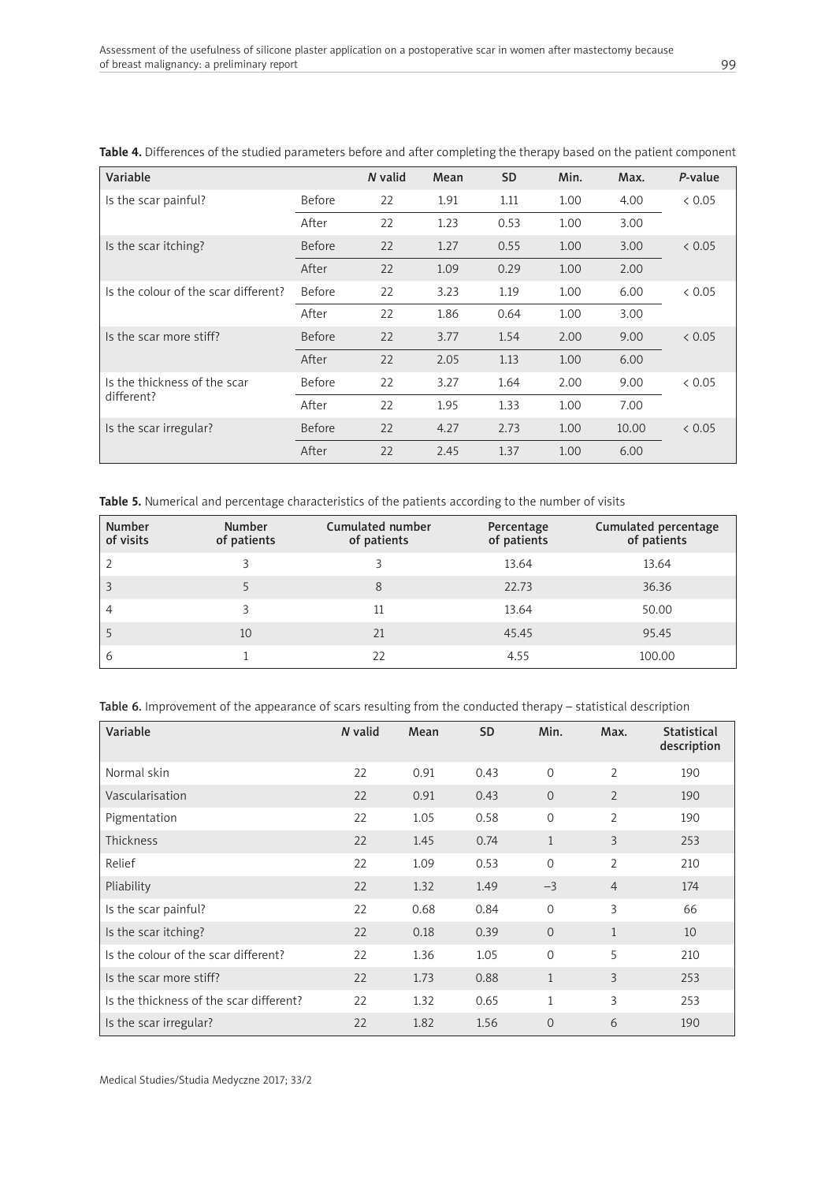**Table 4.** Differences of the studied parameters before and after completing the therapy based on the patient component

| Variable | | *N* valid | Mean | SD | Min. | Max. | *P*-value |
|---|---|---|---|---|---|---|---|
| Is the scar painful? | Before | 22 | 1.91 | 1.11 | 1.00 | 4.00 | < 0.05 |
| | After | 22 | 1.23 | 0.53 | 1.00 | 3.00 | |
| Is the scar itching? | Before | 22 | 1.27 | 0.55 | 1.00 | 3.00 | < 0.05 |
| | After | 22 | 1.09 | 0.29 | 1.00 | 2.00 | |
| Is the colour of the scar different? | Before | 22 | 3.23 | 1.19 | 1.00 | 6.00 | < 0.05 |
| | After | 22 | 1.86 | 0.64 | 1.00 | 3.00 | |
| Is the scar more stiff? | Before | 22 | 3.77 | 1.54 | 2.00 | 9.00 | < 0.05 |
| | After | 22 | 2.05 | 1.13 | 1.00 | 6.00 | |
| Is the thickness of the scar different? | Before | 22 | 3.27 | 1.64 | 2.00 | 9.00 | < 0.05 |
| | After | 22 | 1.95 | 1.33 | 1.00 | 7.00 | |
| Is the scar irregular? | Before | 22 | 4.27 | 2.73 | 1.00 | 10.00 | < 0.05 |
| | After | 22 | 2.45 | 1.37 | 1.00 | 6.00 | |

**Table 5.** Numerical and percentage characteristics of the patients according to the number of visits

| Number of visits | Number of patients | Cumulated number of patients | Percentage of patients | Cumulated percentage of patients |
|---|---|---|---|---|
| 2 | 3 | 3 | 13.64 | 13.64 |
| 3 | 5 | 8 | 22.73 | 36.36 |
| 4 | 3 | 11 | 13.64 | 50.00 |
| 5 | 10 | 21 | 45.45 | 95.45 |
| 6 | 1 | 22 | 4.55 | 100.00 |

**Table 6.** Improvement of the appearance of scars resulting from the conducted therapy – statistical description

| Variable | *N* valid | Mean | SD | Min. | Max. | Statistical description |
|---|---|---|---|---|---|---|
| Normal skin | 22 | 0.91 | 0.43 | 0 | 2 | 190 |
| Vascularisation | 22 | 0.91 | 0.43 | 0 | 2 | 190 |
| Pigmentation | 22 | 1.05 | 0.58 | 0 | 2 | 190 |
| Thickness | 22 | 1.45 | 0.74 | 1 | 3 | 253 |
| Relief | 22 | 1.09 | 0.53 | 0 | 2 | 210 |
| Pliability | 22 | 1.32 | 1.49 | –3 | 4 | 174 |
| Is the scar painful? | 22 | 0.68 | 0.84 | 0 | 3 | 66 |
| Is the scar itching? | 22 | 0.18 | 0.39 | 0 | 1 | 10 |
| Is the colour of the scar different? | 22 | 1.36 | 1.05 | 0 | 5 | 210 |
| Is the scar more stiff? | 22 | 1.73 | 0.88 | 1 | 3 | 253 |
| Is the thickness of the scar different? | 22 | 1.32 | 0.65 | 1 | 3 | 253 |
| Is the scar irregular? | 22 | 1.82 | 1.56 | 0 | 6 | 190 |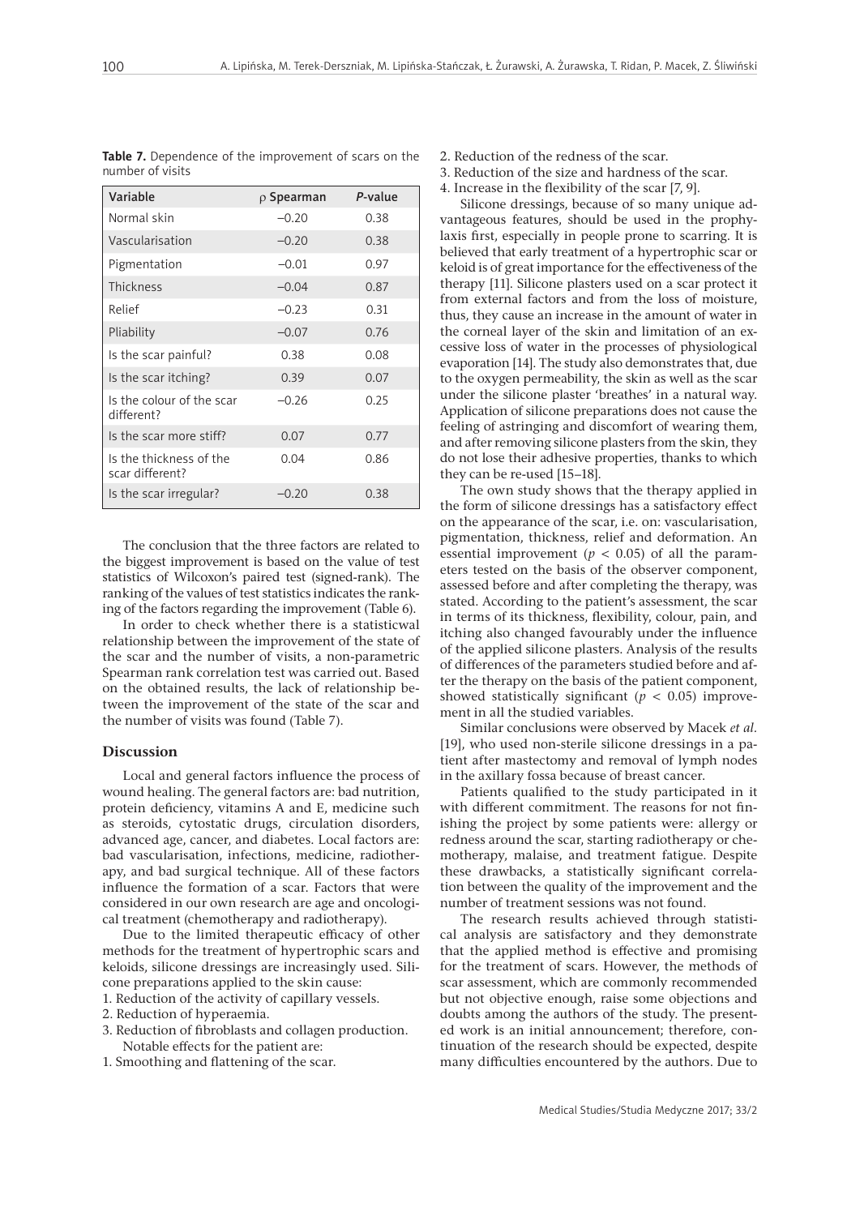**Table 7.** Dependence of the improvement of scars on the number of visits

| Variable | ρ Spearman | *P*-value |
|---|---|---|
| Normal skin | –0.20 | 0.38 |
| Vascularisation | –0.20 | 0.38 |
| Pigmentation | –0.01 | 0.97 |
| Thickness | –0.04 | 0.87 |
| Relief | –0.23 | 0.31 |
| Pliability | –0.07 | 0.76 |
| Is the scar painful? | 0.38 | 0.08 |
| Is the scar itching? | 0.39 | 0.07 |
| Is the colour of the scar different? | –0.26 | 0.25 |
| Is the scar more stiff? | 0.07 | 0.77 |
| Is the thickness of the scar different? | 0.04 | 0.86 |
| Is the scar irregular? | –0.20 | 0.38 |

The conclusion that the three factors are related to the biggest improvement is based on the value of test statistics of Wilcoxon's paired test (signed-rank). The ranking of the values of test statistics indicates the ranking of the factors regarding the improvement (Table 6).

In order to check whether there is a statisticwal relationship between the improvement of the state of the scar and the number of visits, a non-parametric Spearman rank correlation test was carried out. Based on the obtained results, the lack of relationship between the improvement of the state of the scar and the number of visits was found (Table 7).

## Discussion

Local and general factors influence the process of wound healing. The general factors are: bad nutrition, protein deficiency, vitamins A and E, medicine such as steroids, cytostatic drugs, circulation disorders, advanced age, cancer, and diabetes. Local factors are: bad vascularisation, infections, medicine, radiotherapy, and bad surgical technique. All of these factors influence the formation of a scar. Factors that were considered in our own research are age and oncological treatment (chemotherapy and radiotherapy).

Due to the limited therapeutic efficacy of other methods for the treatment of hypertrophic scars and keloids, silicone dressings are increasingly used. Silicone preparations applied to the skin cause:

1. Reduction of the activity of capillary vessels.
2. Reduction of hyperaemia.
3. Reduction of fibroblasts and collagen production.

Notable effects for the patient are:

1. Smoothing and flattening of the scar.
2. Reduction of the redness of the scar.
3. Reduction of the size and hardness of the scar.
4. Increase in the flexibility of the scar [7, 9].

Silicone dressings, because of so many unique advantageous features, should be used in the prophylaxis first, especially in people prone to scarring. It is believed that early treatment of a hypertrophic scar or keloid is of great importance for the effectiveness of the therapy [11]. Silicone plasters used on a scar protect it from external factors and from the loss of moisture, thus, they cause an increase in the amount of water in the corneal layer of the skin and limitation of an excessive loss of water in the processes of physiological evaporation [14]. The study also demonstrates that, due to the oxygen permeability, the skin as well as the scar under the silicone plaster 'breathes' in a natural way. Application of silicone preparations does not cause the feeling of astringing and discomfort of wearing them, and after removing silicone plasters from the skin, they do not lose their adhesive properties, thanks to which they can be re-used [15–18].

The own study shows that the therapy applied in the form of silicone dressings has a satisfactory effect on the appearance of the scar, i.e. on: vascularisation, pigmentation, thickness, relief and deformation. An essential improvement ($p < 0.05$) of all the parameters tested on the basis of the observer component, assessed before and after completing the therapy, was stated. According to the patient's assessment, the scar in terms of its thickness, flexibility, colour, pain, and itching also changed favourably under the influence of the applied silicone plasters. Analysis of the results of differences of the parameters studied before and after the therapy on the basis of the patient component, showed statistically significant ($p < 0.05$) improvement in all the studied variables.

Similar conclusions were observed by Macek *et al.* [19], who used non-sterile silicone dressings in a patient after mastectomy and removal of lymph nodes in the axillary fossa because of breast cancer.

Patients qualified to the study participated in it with different commitment. The reasons for not finishing the project by some patients were: allergy or redness around the scar, starting radiotherapy or chemotherapy, malaise, and treatment fatigue. Despite these drawbacks, a statistically significant correlation between the quality of the improvement and the number of treatment sessions was not found.

The research results achieved through statistical analysis are satisfactory and they demonstrate that the applied method is effective and promising for the treatment of scars. However, the methods of scar assessment, which are commonly recommended but not objective enough, raise some objections and doubts among the authors of the study. The presented work is an initial announcement; therefore, continuation of the research should be expected, despite many difficulties encountered by the authors. Due to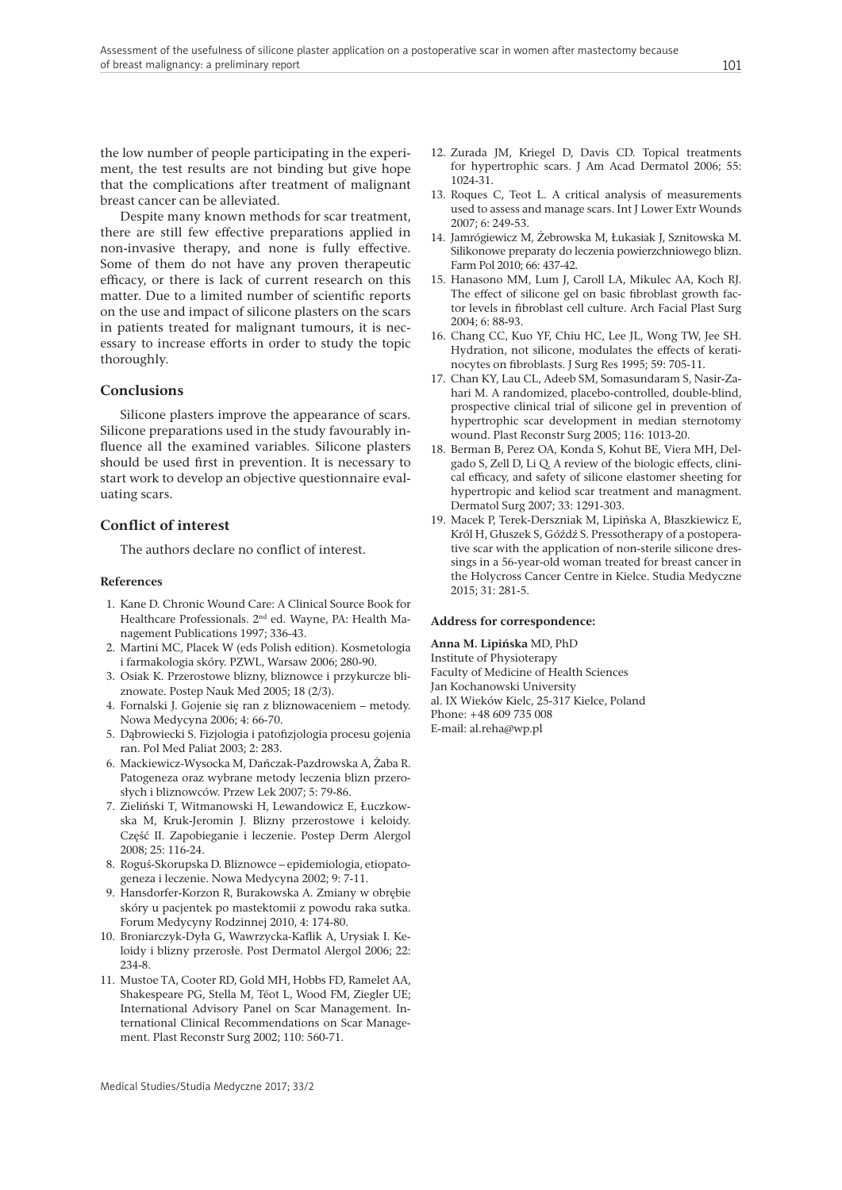the low number of people participating in the experiment, the test results are not binding but give hope that the complications after treatment of malignant breast cancer can be alleviated.

Despite many known methods for scar treatment, there are still few effective preparations applied in non-invasive therapy, and none is fully effective. Some of them do not have any proven therapeutic efficacy, or there is lack of current research on this matter. Due to a limited number of scientific reports on the use and impact of silicone plasters on the scars in patients treated for malignant tumours, it is necessary to increase efforts in order to study the topic thoroughly.

## Conclusions

Silicone plasters improve the appearance of scars. Silicone preparations used in the study favourably influence all the examined variables. Silicone plasters should be used first in prevention. It is necessary to start work to develop an objective questionnaire evaluating scars.

## Conflict of interest

The authors declare no conflict of interest.

### References

1. Kane D. Chronic Wound Care: A Clinical Source Book for Healthcare Professionals. 2nd ed. Wayne, PA: Health Management Publications 1997; 336-43.
2. Martini MC, Placek W (eds Polish edition). Kosmetologia i farmakologia skóry. PZWL, Warsaw 2006; 280-90.
3. Osiak K. Przerostowe blizny, bliznowce i przykurcze bliznowate. Postep Nauk Med 2005; 18 (2/3).
4. Fornalski J. Gojenie się ran z bliznowaceniem – metody. Nowa Medycyna 2006; 4: 66-70.
5. Dąbrowiecki S. Fizjologia i patofizjologia procesu gojenia ran. Pol Med Paliat 2003; 2: 283.
6. Mackiewicz-Wysocka M, Dańczak-Pazdrowska A, Żaba R. Patogeneza oraz wybrane metody leczenia blizn przerosłych i bliznowców. Przew Lek 2007; 5: 79-86.
7. Zieliński T, Witmanowski H, Lewandowicz E, Łuczkowska M, Kruk-Jeromin J. Blizny przerostowe i keloidy. Część II. Zapobieganie i leczenie. Postep Derm Alergol 2008; 25: 116-24.
8. Roguś-Skorupska D. Bliznowce – epidemiologia, etiopatogeneza i leczenie. Nowa Medycyna 2002; 9: 7-11.
9. Hansdorfer-Korzon R, Burakowska A. Zmiany w obrębie skóry u pacjentek po mastektomii z powodu raka sutka. Forum Medycyny Rodzinnej 2010, 4: 174-80.
10. Broniarczyk-Dyła G, Wawrzycka-Kaflik A, Urysiak I. Keloidy i blizny przerosłe. Post Dermatol Alergol 2006; 22: 234-8.
11. Mustoe TA, Cooter RD, Gold MH, Hobbs FD, Ramelet AA, Shakespeare PG, Stella M, Téot L, Wood FM, Ziegler UE; International Advisory Panel on Scar Management. International Clinical Recommendations on Scar Management. Plast Reconstr Surg 2002; 110: 560-71.
12. Zurada JM, Kriegel D, Davis CD. Topical treatments for hypertrophic scars. J Am Acad Dermatol 2006; 55: 1024-31.
13. Roques C, Teot L. A critical analysis of measurements used to assess and manage scars. Int J Lower Extr Wounds 2007; 6: 249-53.
14. Jamrógiewicz M, Żebrowska M, Łukasiak J, Sznitowska M. Silikonowe preparaty do leczenia powierzchniowego blizn. Farm Pol 2010; 66: 437-42.
15. Hanasono MM, Lum J, Caroll LA, Mikulec AA, Koch RJ. The effect of silicone gel on basic fibroblast growth factor levels in fibroblast cell culture. Arch Facial Plast Surg 2004; 6: 88-93.
16. Chang CC, Kuo YF, Chiu HC, Lee JL, Wong TW, Jee SH. Hydration, not silicone, modulates the effects of keratinocytes on fibroblasts. J Surg Res 1995; 59: 705-11.
17. Chan KY, Lau CL, Adeeb SM, Somasundaram S, Nasir-Zahari M. A randomized, placebo-controlled, double-blind, prospective clinical trial of silicone gel in prevention of hypertrophic scar development in median sternotomy wound. Plast Reconstr Surg 2005; 116: 1013-20.
18. Berman B, Perez OA, Konda S, Kohut BE, Viera MH, Delgado S, Zell D, Li Q. A review of the biologic effects, clinical efficacy, and safety of silicone elastomer sheeting for hypertropic and keliod scar treatment and managment. Dermatol Surg 2007; 33: 1291-303.
19. Macek P, Terek-Derszniak M, Lipińska A, Błaszkiewicz E, Król H, Głuszek S, Góźdź S. Pressotherapy of a postoperative scar with the application of non-sterile silicone dressings in a 56-year-old woman treated for breast cancer in the Holycross Cancer Centre in Kielce. Studia Medyczne 2015; 31: 281-5.

**Address for correspondence:**

**Anna M. Lipińska** MD, PhD
Institute of Physioterapy
Faculty of Medicine of Health Sciences
Jan Kochanowski University
al. IX Wieków Kielc, 25-317 Kielce, Poland
Phone: +48 609 735 008
E-mail: al.reha@wp.pl